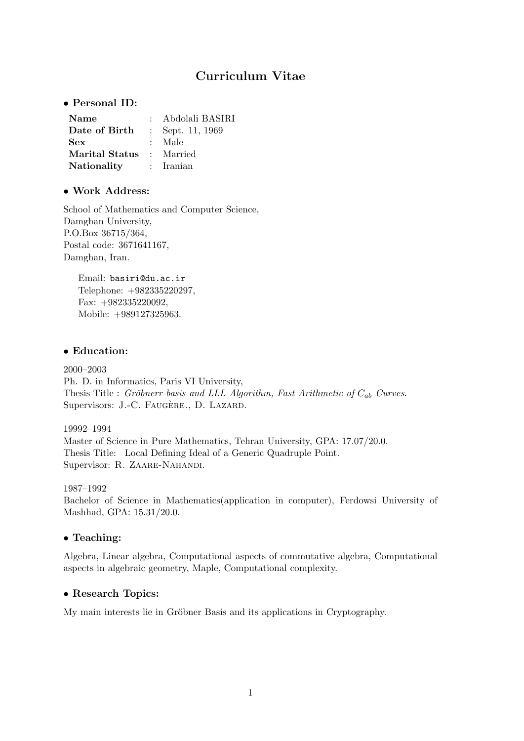# Curriculum Vitae

## • Personal ID:

| | | |
|---|---|---|
| **Name** | : | Abdolali BASIRI |
| **Date of Birth** | : | Sept. 11, 1969 |
| **Sex** | : | Male |
| **Marital Status** | : | Married |
| **Nationality** | : | Iranian |

## • Work Address:

School of Mathematics and Computer Science,
Damghan University,
P.O.Box 36715/364,
Postal code: 3671641167,
Damghan, Iran.

Email: basiri@du.ac.ir
Telephone: +982335220297,
Fax: +982335220092,
Mobile: +989127325963.

## • Education:

2000–2003
Ph. D. in Informatics, Paris VI University,
Thesis Title : *Gröbnerr basis and LLL Algorithm, Fast Arithmetic of $C_{ab}$ Curves.*
Supervisors: J.-C. Faugère., D. Lazard.

19992–1994
Master of Science in Pure Mathematics, Tehran University, GPA: 17.07/20.0.
Thesis Title: Local Defining Ideal of a Generic Quadruple Point.
Supervisor: R. Zaare-Nahandi.

1987–1992
Bachelor of Science in Mathematics(application in computer), Ferdowsi University of Mashhad, GPA: 15.31/20.0.

## • Teaching:

Algebra, Linear algebra, Computational aspects of commutative algebra, Computational aspects in algebraic geometry, Maple, Computational complexity.

## • Research Topics:

My main interests lie in Gröbner Basis and its applications in Cryptography.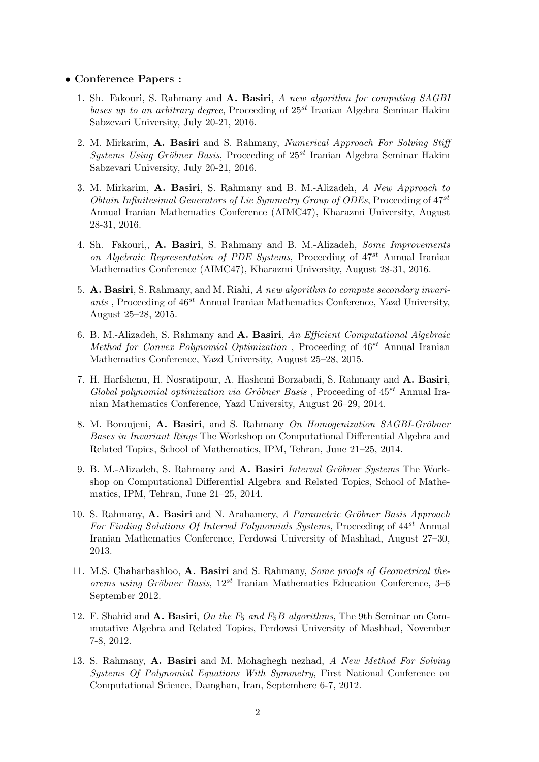- **Conference Papers :**

1. Sh. Fakouri, S. Rahmany and **A. Basiri**, *A new algorithm for computing SAGBI bases up to an arbitrary degree*, Proceeding of $25^{st}$ Iranian Algebra Seminar Hakim Sabzevari University, July 20-21, 2016.

2. M. Mirkarim, **A. Basiri** and S. Rahmany, *Numerical Approach For Solving Stiff Systems Using Gröbner Basis*, Proceeding of $25^{st}$ Iranian Algebra Seminar Hakim Sabzevari University, July 20-21, 2016.

3. M. Mirkarim, **A. Basiri**, S. Rahmany and B. M.-Alizadeh, *A New Approach to Obtain Infinitesimal Generators of Lie Symmetry Group of ODEs*, Proceeding of $47^{st}$ Annual Iranian Mathematics Conference (AIMC47), Kharazmi University, August 28-31, 2016.

4. Sh. Fakouri,, **A. Basiri**, S. Rahmany and B. M.-Alizadeh, *Some Improvements on Algebraic Representation of PDE Systems*, Proceeding of $47^{st}$ Annual Iranian Mathematics Conference (AIMC47), Kharazmi University, August 28-31, 2016.

5. **A. Basiri**, S. Rahmany, and M. Riahi, *A new algorithm to compute secondary invariants* , Proceeding of $46^{st}$ Annual Iranian Mathematics Conference, Yazd University, August 25–28, 2015.

6. B. M.-Alizadeh, S. Rahmany and **A. Basiri**, *An Efficient Computational Algebraic Method for Convex Polynomial Optimization* , Proceeding of $46^{st}$ Annual Iranian Mathematics Conference, Yazd University, August 25–28, 2015.

7. H. Harfshenu, H. Nosratipour, A. Hashemi Borzabadi, S. Rahmany and **A. Basiri**, *Global polynomial optimization via Gröbner Basis* , Proceeding of $45^{st}$ Annual Iranian Mathematics Conference, Yazd University, August 26–29, 2014.

8. M. Boroujeni, **A. Basiri**, and S. Rahmany *On Homogenization SAGBI-Gröbner Bases in Invariant Rings* The Workshop on Computational Differential Algebra and Related Topics, School of Mathematics, IPM, Tehran, June 21–25, 2014.

9. B. M.-Alizadeh, S. Rahmany and **A. Basiri** *Interval Gröbner Systems* The Workshop on Computational Differential Algebra and Related Topics, School of Mathematics, IPM, Tehran, June 21–25, 2014.

10. S. Rahmany, **A. Basiri** and N. Arabamery, *A Parametric Gröbner Basis Approach For Finding Solutions Of Interval Polynomials Systems*, Proceeding of $44^{st}$ Annual Iranian Mathematics Conference, Ferdowsi University of Mashhad, August 27–30, 2013.

11. M.S. Chaharbashloo, **A. Basiri** and S. Rahmany, *Some proofs of Geometrical theorems using Gröbner Basis*, $12^{st}$ Iranian Mathematics Education Conference, 3–6 September 2012.

12. F. Shahid and **A. Basiri**, *On the $F_5$ and $F_5B$ algorithms*, The 9th Seminar on Commutative Algebra and Related Topics, Ferdowsi University of Mashhad, November 7-8, 2012.

13. S. Rahmany, **A. Basiri** and M. Mohaghegh nezhad, *A New Method For Solving Systems Of Polynomial Equations With Symmetry*, First National Conference on Computational Science, Damghan, Iran, Septembere 6-7, 2012.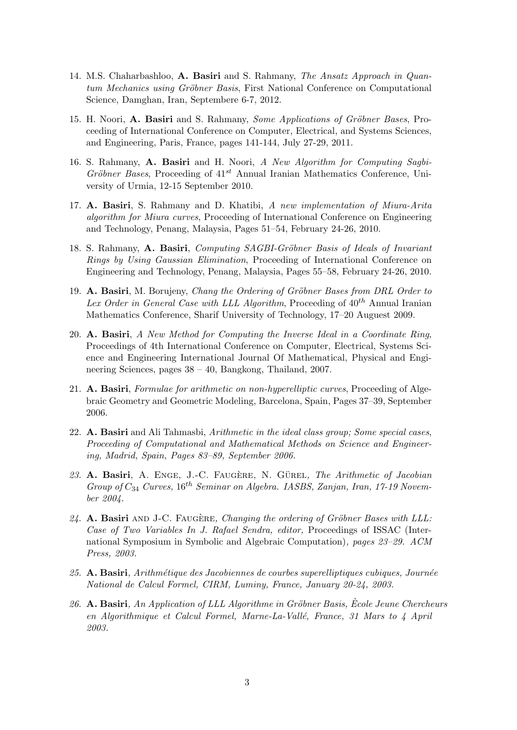14. M.S. Chaharbashloo, **A. Basiri** and S. Rahmany, *The Ansatz Approach in Quantum Mechanics using Gröbner Basis*, First National Conference on Computational Science, Damghan, Iran, Septembere 6-7, 2012.

15. H. Noori, **A. Basiri** and S. Rahmany, *Some Applications of Gröbner Bases*, Proceeding of International Conference on Computer, Electrical, and Systems Sciences, and Engineering, Paris, France, pages 141-144, July 27-29, 2011.

16. S. Rahmany, **A. Basiri** and H. Noori, *A New Algorithm for Computing Sagbi-Gröbner Bases*, Proceeding of $41^{st}$ Annual Iranian Mathematics Conference, University of Urmia, 12-15 September 2010.

17. **A. Basiri**, S. Rahmany and D. Khatibi, *A new implementation of Miura-Arita algorithm for Miura curves*, Proceeding of International Conference on Engineering and Technology, Penang, Malaysia, Pages 51–54, February 24-26, 2010.

18. S. Rahmany, **A. Basiri**, *Computing SAGBI-Gröbner Basis of Ideals of Invariant Rings by Using Gaussian Elimination*, Proceeding of International Conference on Engineering and Technology, Penang, Malaysia, Pages 55–58, February 24-26, 2010.

19. **A. Basiri**, M. Borujeny, *Chang the Ordering of Gröbner Bases from DRL Order to Lex Order in General Case with LLL Algorithm*, Proceeding of $40^{th}$ Annual Iranian Mathematics Conference, Sharif University of Technology, 17–20 Auguest 2009.

20. **A. Basiri**, *A New Method for Computing the Inverse Ideal in a Coordinate Ring*, Proceedings of 4th International Conference on Computer, Electrical, Systems Science and Engineering International Journal Of Mathematical, Physical and Engineering Sciences, pages 38 – 40, Bangkong, Thailand, 2007.

21. **A. Basiri**, *Formulae for arithmetic on non-hyperelliptic curves*, Proceeding of Algebraic Geometry and Geometric Modeling, Barcelona, Spain, Pages 37–39, September 2006.

22. **A. Basiri** and Ali Tahmasbi, *Arithmetic in the ideal class group; Some special cases, Proceeding of Computational and Mathematical Methods on Science and Engineering, Madrid, Spain, Pages 83–89, September 2006.*

23. **A. Basiri**, A. Enge, J.-C. Faugère, N. Gürel, *The Arithmetic of Jacobian Group of $C_{34}$ Curves, $16^{th}$ Seminar on Algebra. IASBS, Zanjan, Iran, 17-19 November 2004.*

24. **A. Basiri** and J-C. Faugère, *Changing the ordering of Gröbner Bases with LLL: Case of Two Variables In J. Rafael Sendra, editor,* Proceedings of ISSAC (International Symposium in Symbolic and Algebraic Computation)*, pages 23–29. ACM Press, 2003.*

25. **A. Basiri**, *Arithmétique des Jacobiennes de courbes superelliptiques cubiques, Journée National de Calcul Formel, CIRM, Luminy, France, January 20-24, 2003.*

26. **A. Basiri**, *An Application of LLL Algorithme in Gröbner Basis, Ècole Jeune Chercheurs en Algorithmique et Calcul Formel, Marne-La-Vallé, France, 31 Mars to 4 April 2003.*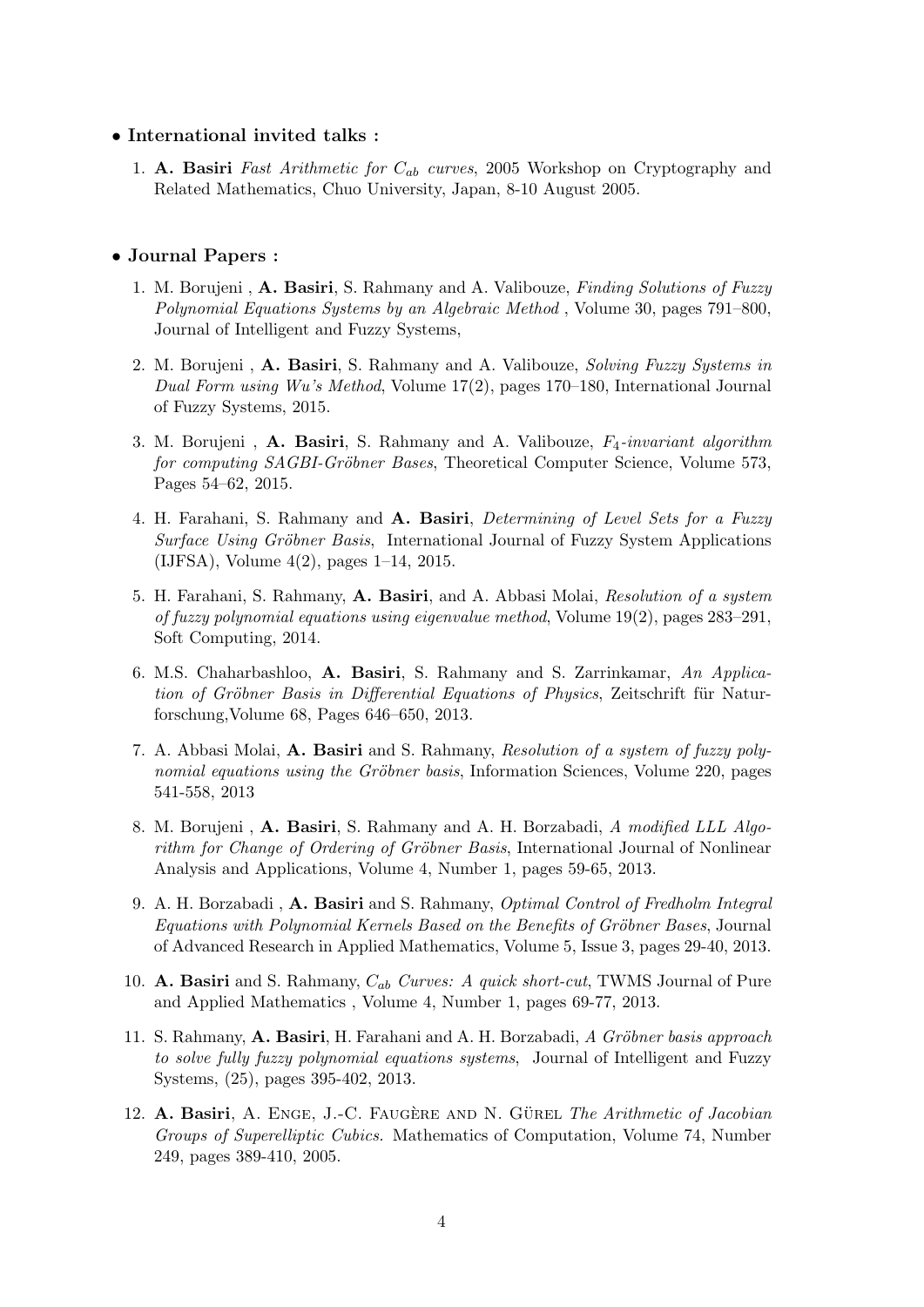- **International invited talks :**

  1. **A. Basiri** *Fast Arithmetic for $C_{ab}$ curves*, 2005 Workshop on Cryptography and Related Mathematics, Chuo University, Japan, 8-10 August 2005.

- **Journal Papers :**

  1. M. Borujeni , **A. Basiri**, S. Rahmany and A. Valibouze, *Finding Solutions of Fuzzy Polynomial Equations Systems by an Algebraic Method* , Volume 30, pages 791–800, Journal of Intelligent and Fuzzy Systems,
  2. M. Borujeni , **A. Basiri**, S. Rahmany and A. Valibouze, *Solving Fuzzy Systems in Dual Form using Wu's Method*, Volume 17(2), pages 170–180, International Journal of Fuzzy Systems, 2015.
  3. M. Borujeni , **A. Basiri**, S. Rahmany and A. Valibouze, *$F_4$-invariant algorithm for computing SAGBI-Gröbner Bases*, Theoretical Computer Science, Volume 573, Pages 54–62, 2015.
  4. H. Farahani, S. Rahmany and **A. Basiri**, *Determining of Level Sets for a Fuzzy Surface Using Gröbner Basis*, International Journal of Fuzzy System Applications (IJFSA), Volume 4(2), pages 1–14, 2015.
  5. H. Farahani, S. Rahmany, **A. Basiri**, and A. Abbasi Molai, *Resolution of a system of fuzzy polynomial equations using eigenvalue method*, Volume 19(2), pages 283–291, Soft Computing, 2014.
  6. M.S. Chaharbashloo, **A. Basiri**, S. Rahmany and S. Zarrinkamar, *An Application of Gröbner Basis in Differential Equations of Physics*, Zeitschrift für Naturforschung,Volume 68, Pages 646–650, 2013.
  7. A. Abbasi Molai, **A. Basiri** and S. Rahmany, *Resolution of a system of fuzzy polynomial equations using the Gröbner basis*, Information Sciences, Volume 220, pages 541-558, 2013
  8. M. Borujeni , **A. Basiri**, S. Rahmany and A. H. Borzabadi, *A modified LLL Algorithm for Change of Ordering of Gröbner Basis*, International Journal of Nonlinear Analysis and Applications, Volume 4, Number 1, pages 59-65, 2013.
  9. A. H. Borzabadi , **A. Basiri** and S. Rahmany, *Optimal Control of Fredholm Integral Equations with Polynomial Kernels Based on the Benefits of Gröbner Bases*, Journal of Advanced Research in Applied Mathematics, Volume 5, Issue 3, pages 29-40, 2013.
  10. **A. Basiri** and S. Rahmany, *$C_{ab}$ Curves: A quick short-cut*, TWMS Journal of Pure and Applied Mathematics , Volume 4, Number 1, pages 69-77, 2013.
  11. S. Rahmany, **A. Basiri**, H. Farahani and A. H. Borzabadi, *A Gröbner basis approach to solve fully fuzzy polynomial equations systems*, Journal of Intelligent and Fuzzy Systems, (25), pages 395-402, 2013.
  12. **A. Basiri**, A. Enge, J.-C. Faugère and N. Gürel *The Arithmetic of Jacobian Groups of Superelliptic Cubics.* Mathematics of Computation, Volume 74, Number 249, pages 389-410, 2005.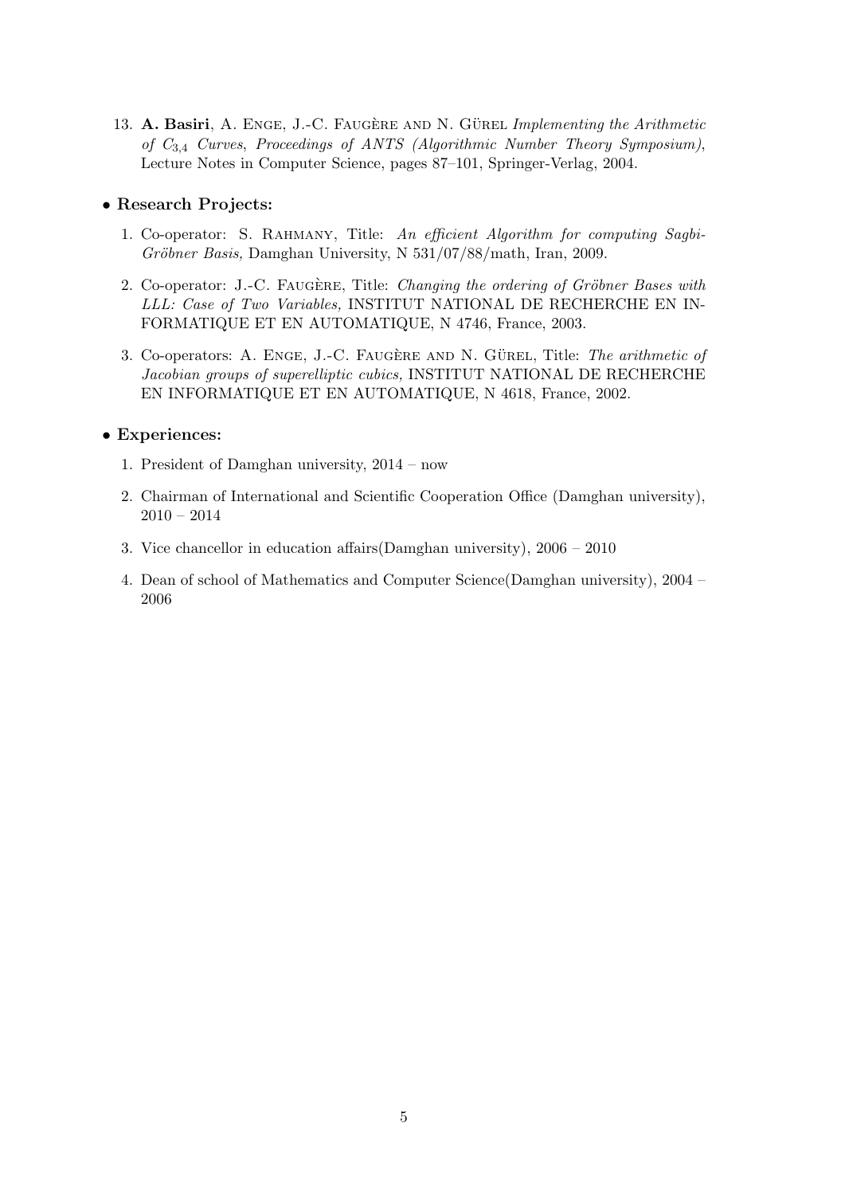13. **A. Basiri**, A. Enge, J.-C. Faugère and N. Gürel *Implementing the Arithmetic of $C_{3,4}$ Curves*, *Proceedings of ANTS (Algorithmic Number Theory Symposium)*, Lecture Notes in Computer Science, pages 87–101, Springer-Verlag, 2004.

- **Research Projects:**

  1. Co-operator: S. Rahmany, Title: *An efficient Algorithm for computing Sagbi-Gröbner Basis,* Damghan University, N 531/07/88/math, Iran, 2009.
  2. Co-operator: J.-C. Faugère, Title: *Changing the ordering of Gröbner Bases with LLL: Case of Two Variables,* INSTITUT NATIONAL DE RECHERCHE EN INFORMATIQUE ET EN AUTOMATIQUE, N 4746, France, 2003.
  3. Co-operators: A. Enge, J.-C. Faugère and N. Gürel, Title: *The arithmetic of Jacobian groups of superelliptic cubics,* INSTITUT NATIONAL DE RECHERCHE EN INFORMATIQUE ET EN AUTOMATIQUE, N 4618, France, 2002.

- **Experiences:**

  1. President of Damghan university, 2014 – now
  2. Chairman of International and Scientific Cooperation Office (Damghan university), 2010 – 2014
  3. Vice chancellor in education affairs(Damghan university), 2006 – 2010
  4. Dean of school of Mathematics and Computer Science(Damghan university), 2004 – 2006